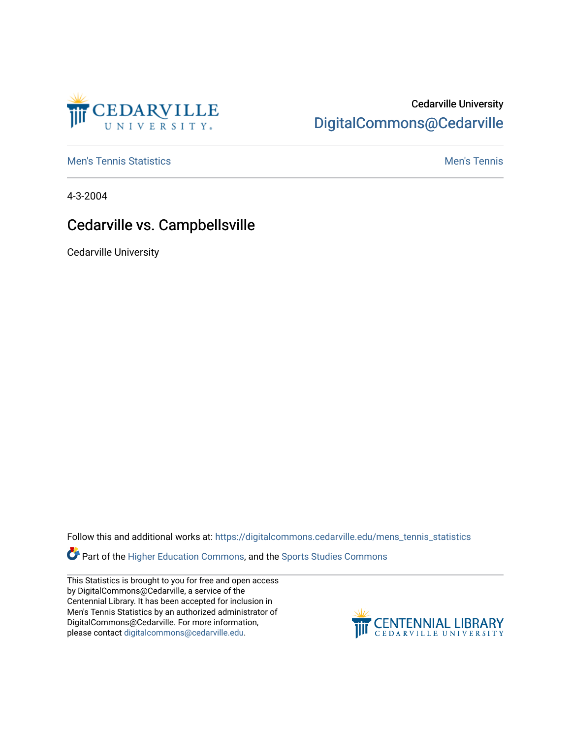Cedarville University
DigitalCommons@Cedarville

Men's Tennis Statistics

Men's Tennis

4-3-2004

# Cedarville vs. Campbellsville

Cedarville University

Follow this and additional works at: https://digitalcommons.cedarville.edu/mens_tennis_statistics

Part of the Higher Education Commons, and the Sports Studies Commons

This Statistics is brought to you for free and open access by DigitalCommons@Cedarville, a service of the Centennial Library. It has been accepted for inclusion in Men's Tennis Statistics by an authorized administrator of DigitalCommons@Cedarville. For more information, please contact digitalcommons@cedarville.edu.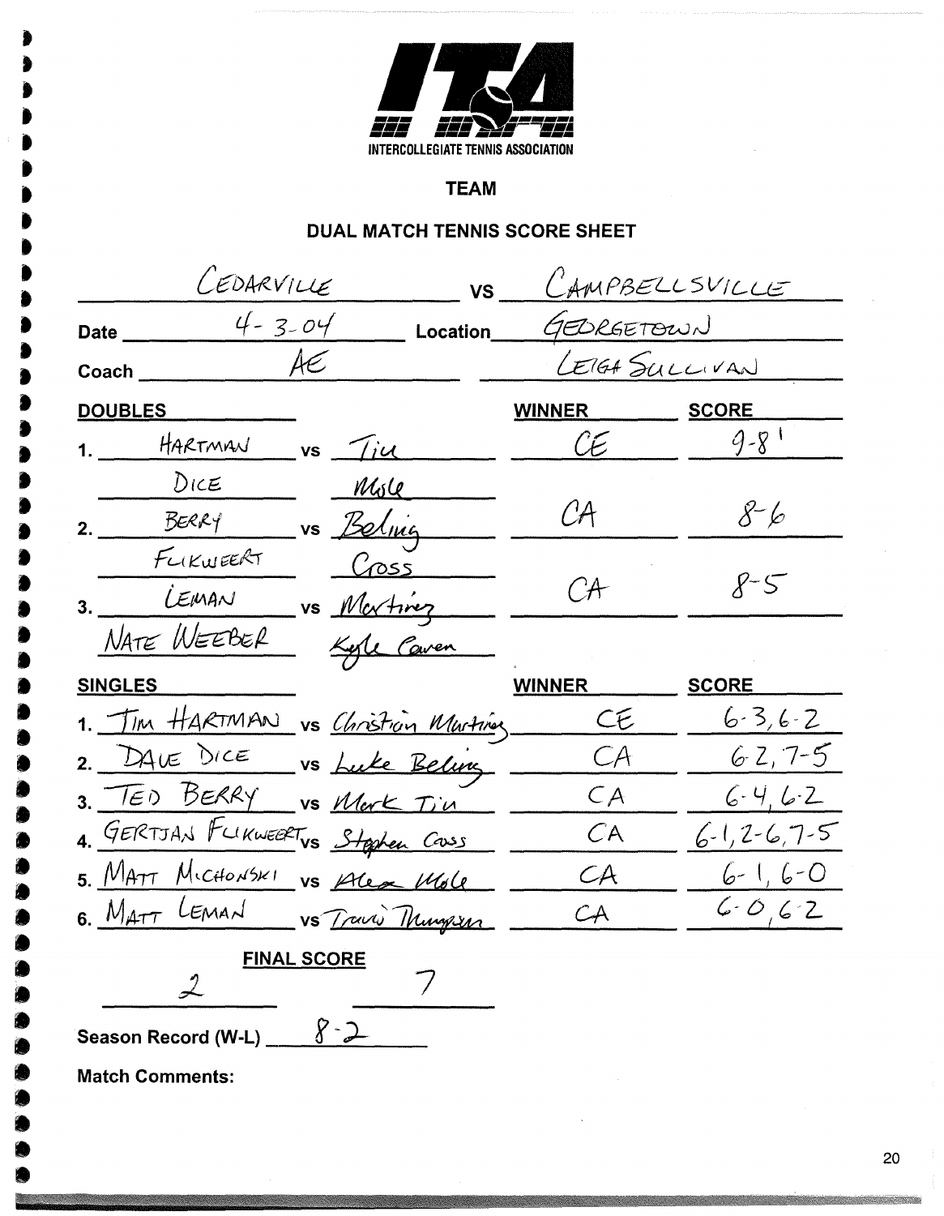INTERCOLLEGIATE TENNIS ASSOCIATION

## TEAM

## DUAL MATCH TENNIS SCORE SHEET

CEDARVILLE vs CAMPBELLSVILLE

Date 4-3-04 Location GEORGETOWN

Coach AE LEIGH SULLIVAN

| DOUBLES | | WINNER | SCORE |
|---|---|---|---|
| 1. HARTMAN / DICE | vs Tiu / Mole | CE | 9-8' |
| 2. BERRY / FLIKWEERT | vs Beling / Cross | CA | 8-6 |
| 3. LEMAN / NATE WEEBER | vs Martinez / Kyle Cowen | CA | 8-5 |

| SINGLES | | WINNER | SCORE |
|---|---|---|---|
| 1. TIM HARTMAN | vs Christian Martinez | CE | 6-3, 6-2 |
| 2. DAVE DICE | vs Luke Beling | CA | 6-2, 7-5 |
| 3. TED BERRY | vs Mark Tiu | CA | 6-4, 6-2 |
| 4. GERTJAN FLIKWEERT | vs Stephen Cross | CA | 6-1, 2-6, 7-5 |
| 5. MATT MICHONSKI | vs Alex Mole | CA | 6-1, 6-0 |
| 6. MATT LEMAN | vs Travis Thompson | CA | 6-0, 6-2 |

**FINAL SCORE**

2 7

Season Record (W-L) 8-2

**Match Comments:**